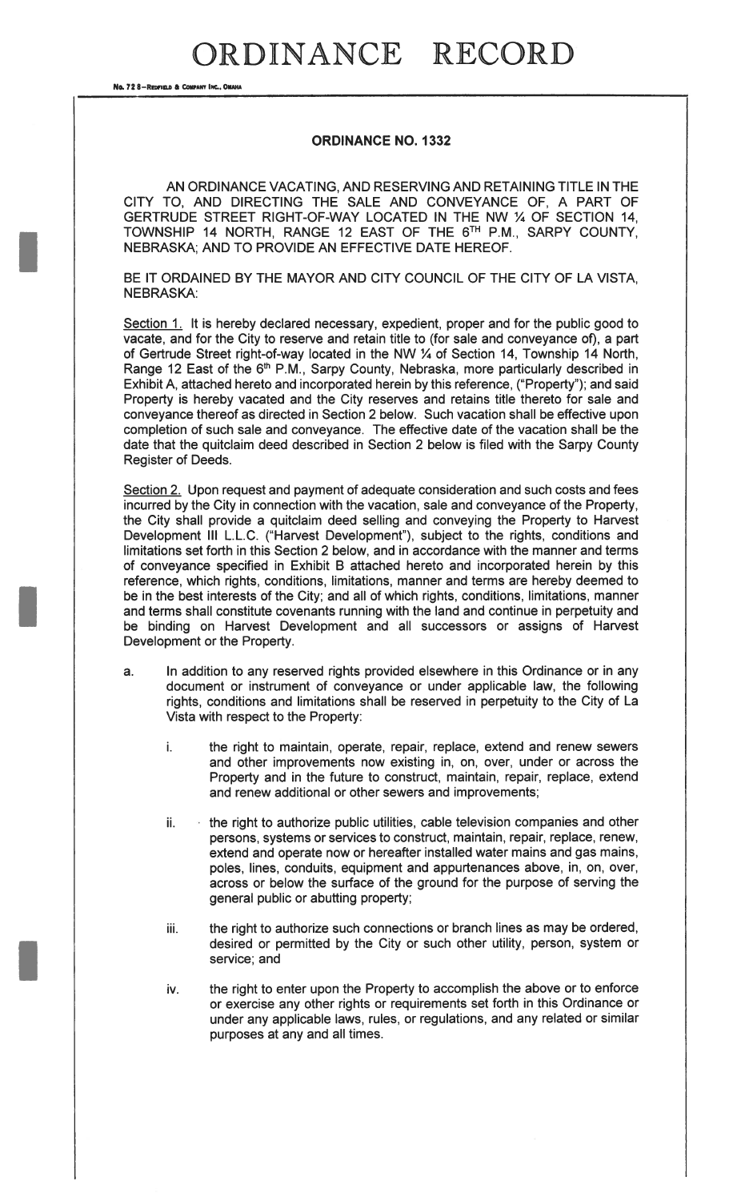# ORDINANCE RECORD

## ORDINANCE NO. 1332

AN ORDINANCE VACATING, AND RESERVING AND RETAINING TITLE IN THE CITY TO, AND DIRECTING THE SALE AND CONVEYANCE OF, A PART OF GERTRUDE STREET RIGHT-OF-WAY LOCATED IN THE NW ¼ OF SECTION 14, TOWNSHIP 14 NORTH, RANGE 12 EAST OF THE 6TH P.M., SARPY COUNTY, NEBRASKA; AND TO PROVIDE AN EFFECTIVE DATE HEREOF.

BE IT ORDAINED BY THE MAYOR AND CITY COUNCIL OF THE CITY OF LA VISTA, NEBRASKA:

Section 1. It is hereby declared necessary, expedient, proper and for the public good to vacate, and for the City to reserve and retain title to (for sale and conveyance of), a part of Gertrude Street right-of-way located in the NW ¼ of Section 14, Township 14 North, Range 12 East of the 6th P.M., Sarpy County, Nebraska, more particularly described in Exhibit A, attached hereto and incorporated herein by this reference, ("Property"); and said Property is hereby vacated and the City reserves and retains title thereto for sale and conveyance thereof as directed in Section 2 below. Such vacation shall be effective upon completion of such sale and conveyance. The effective date of the vacation shall be the date that the quitclaim deed described in Section 2 below is filed with the Sarpy County Register of Deeds.

Section 2. Upon request and payment of adequate consideration and such costs and fees incurred by the City in connection with the vacation, sale and conveyance of the Property, the City shall provide a quitclaim deed selling and conveying the Property to Harvest Development III L.L.C. ("Harvest Development"), subject to the rights, conditions and limitations set forth in this Section 2 below, and in accordance with the manner and terms of conveyance specified in Exhibit B attached hereto and incorporated herein by this reference, which rights, conditions, limitations, manner and terms are hereby deemed to be in the best interests of the City; and all of which rights, conditions, limitations, manner and terms shall constitute covenants running with the land and continue in perpetuity and be binding on Harvest Development and all successors or assigns of Harvest Development or the Property.

a. In addition to any reserved rights provided elsewhere in this Ordinance or in any document or instrument of conveyance or under applicable law, the following rights, conditions and limitations shall be reserved in perpetuity to the City of La Vista with respect to the Property:

    i. the right to maintain, operate, repair, replace, extend and renew sewers and other improvements now existing in, on, over, under or across the Property and in the future to construct, maintain, repair, replace, extend and renew additional or other sewers and improvements;

    ii. the right to authorize public utilities, cable television companies and other persons, systems or services to construct, maintain, repair, replace, renew, extend and operate now or hereafter installed water mains and gas mains, poles, lines, conduits, equipment and appurtenances above, in, on, over, across or below the surface of the ground for the purpose of serving the general public or abutting property;

    iii. the right to authorize such connections or branch lines as may be ordered, desired or permitted by the City or such other utility, person, system or service; and

    iv. the right to enter upon the Property to accomplish the above or to enforce or exercise any other rights or requirements set forth in this Ordinance or under any applicable laws, rules, or regulations, and any related or similar purposes at any and all times.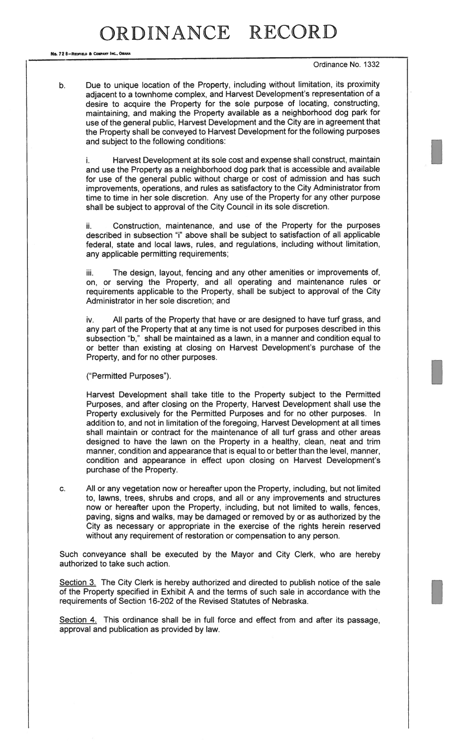Ordinance No. 1332

b. Due to unique location of the Property, including without limitation, its proximity adjacent to a townhome complex, and Harvest Development's representation of a desire to acquire the Property for the sole purpose of locating, constructing, maintaining, and making the Property available as a neighborhood dog park for use of the general public, Harvest Development and the City are in agreement that the Property shall be conveyed to Harvest Development for the following purposes and subject to the following conditions:

i. Harvest Development at its sole cost and expense shall construct, maintain and use the Property as a neighborhood dog park that is accessible and available for use of the general public without charge or cost of admission and has such improvements, operations, and rules as satisfactory to the City Administrator from time to time in her sole discretion. Any use of the Property for any other purpose shall be subject to approval of the City Council in its sole discretion.

ii. Construction, maintenance, and use of the Property for the purposes described in subsection "i" above shall be subject to satisfaction of all applicable federal, state and local laws, rules, and regulations, including without limitation, any applicable permitting requirements;

iii. The design, layout, fencing and any other amenities or improvements of, on, or serving the Property, and all operating and maintenance rules or requirements applicable to the Property, shall be subject to approval of the City Administrator in her sole discretion; and

iv. All parts of the Property that have or are designed to have turf grass, and any part of the Property that at any time is not used for purposes described in this subsection "b," shall be maintained as a lawn, in a manner and condition equal to or better than existing at closing on Harvest Development's purchase of the Property, and for no other purposes.

("Permitted Purposes").

Harvest Development shall take title to the Property subject to the Permitted Purposes, and after closing on the Property, Harvest Development shall use the Property exclusively for the Permitted Purposes and for no other purposes. In addition to, and not in limitation of the foregoing, Harvest Development at all times shall maintain or contract for the maintenance of all turf grass and other areas designed to have the lawn on the Property in a healthy, clean, neat and trim manner, condition and appearance that is equal to or better than the level, manner, condition and appearance in effect upon closing on Harvest Development's purchase of the Property.

c. All or any vegetation now or hereafter upon the Property, including, but not limited to, lawns, trees, shrubs and crops, and all or any improvements and structures now or hereafter upon the Property, including, but not limited to walls, fences, paving, signs and walks, may be damaged or removed by or as authorized by the City as necessary or appropriate in the exercise of the rights herein reserved without any requirement of restoration or compensation to any person.

Such conveyance shall be executed by the Mayor and City Clerk, who are hereby authorized to take such action.

Section 3. The City Clerk is hereby authorized and directed to publish notice of the sale of the Property specified in Exhibit A and the terms of such sale in accordance with the requirements of Section 16-202 of the Revised Statutes of Nebraska.

Section 4. This ordinance shall be in full force and effect from and after its passage, approval and publication as provided by law.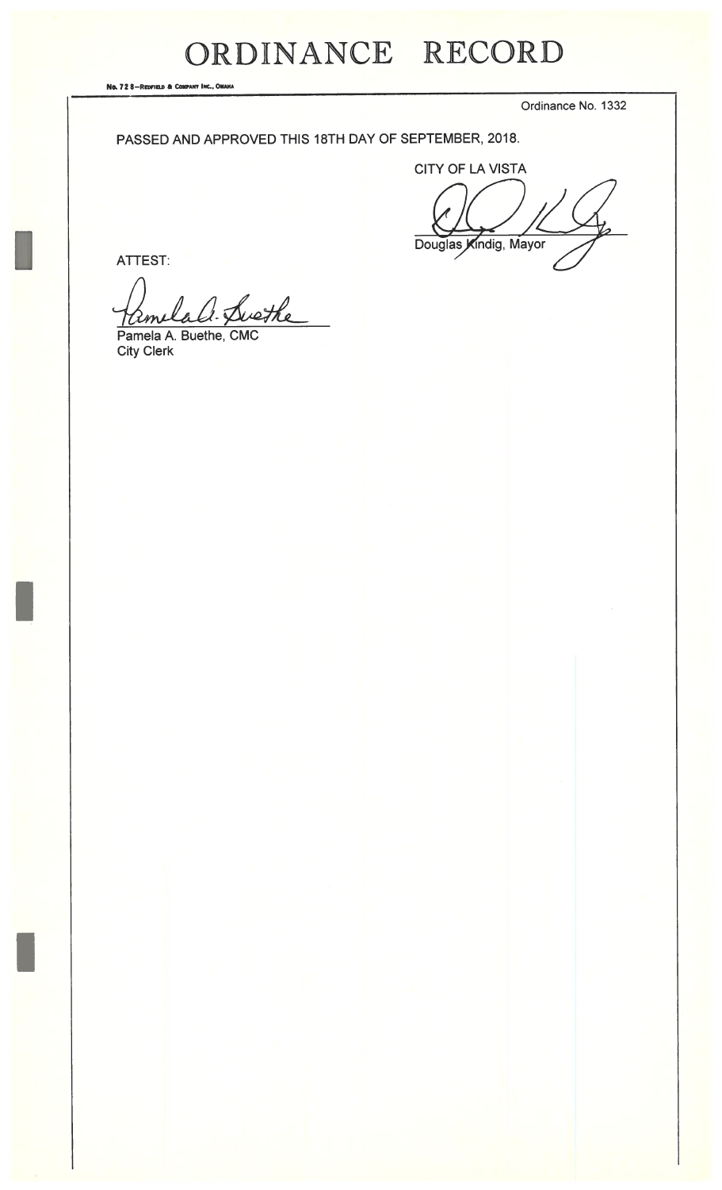# ORDINANCE RECORD

No. 72 8—Redfield & Company Inc., Omaha

Ordinance No. 1332

PASSED AND APPROVED THIS 18TH DAY OF SEPTEMBER, 2018.

CITY OF LA VISTA

Douglas Kindig, Mayor

ATTEST:

Pamela A. Buethe, CMC
City Clerk